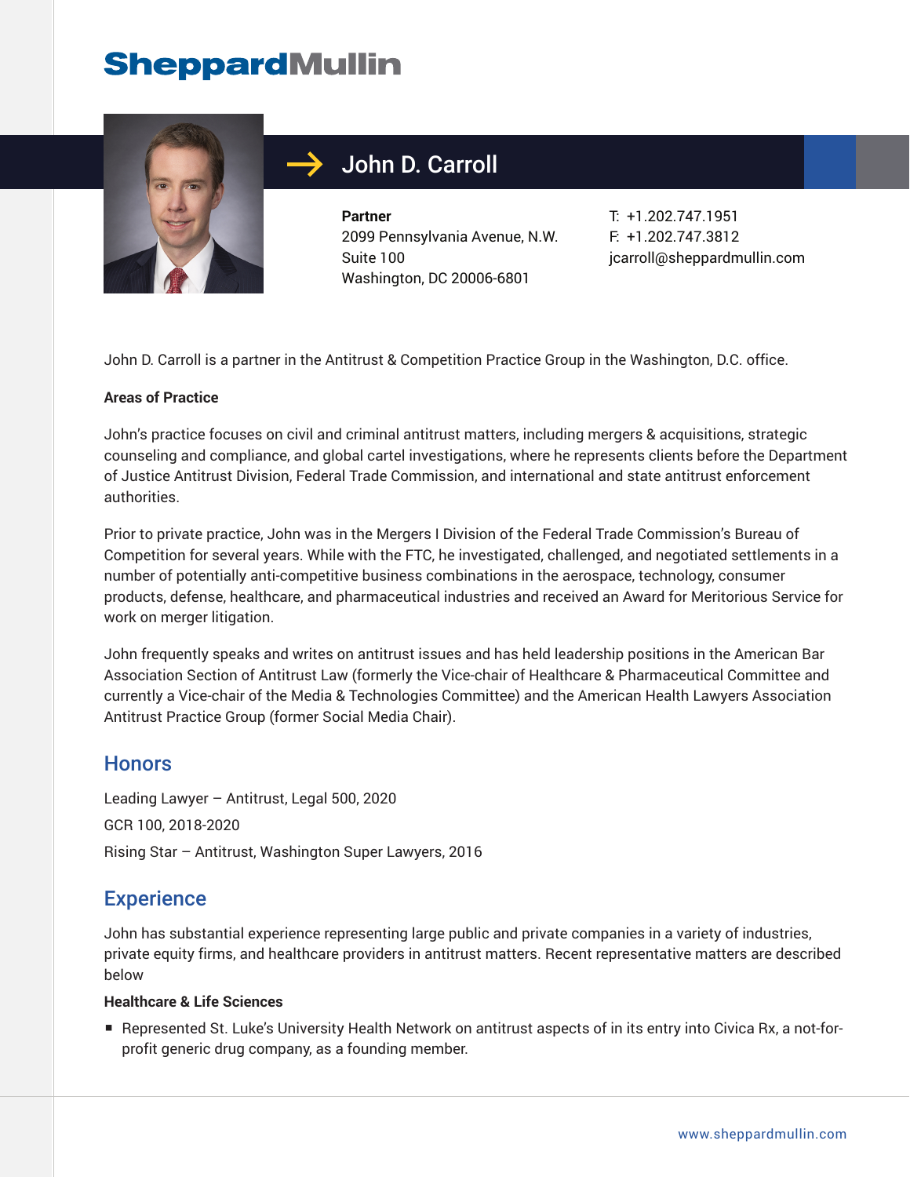# SheppardMullin

## John D. Carroll

**Partner**
2099 Pennsylvania Avenue, N.W.
Suite 100
Washington, DC 20006-6801

T: +1.202.747.1951
F: +1.202.747.3812
jcarroll@sheppardmullin.com

John D. Carroll is a partner in the Antitrust & Competition Practice Group in the Washington, D.C. office.

**Areas of Practice**

John's practice focuses on civil and criminal antitrust matters, including mergers & acquisitions, strategic counseling and compliance, and global cartel investigations, where he represents clients before the Department of Justice Antitrust Division, Federal Trade Commission, and international and state antitrust enforcement authorities.

Prior to private practice, John was in the Mergers I Division of the Federal Trade Commission's Bureau of Competition for several years. While with the FTC, he investigated, challenged, and negotiated settlements in a number of potentially anti-competitive business combinations in the aerospace, technology, consumer products, defense, healthcare, and pharmaceutical industries and received an Award for Meritorious Service for work on merger litigation.

John frequently speaks and writes on antitrust issues and has held leadership positions in the American Bar Association Section of Antitrust Law (formerly the Vice-chair of Healthcare & Pharmaceutical Committee and currently a Vice-chair of the Media & Technologies Committee) and the American Health Lawyers Association Antitrust Practice Group (former Social Media Chair).

## Honors

Leading Lawyer – Antitrust, Legal 500, 2020

GCR 100, 2018-2020

Rising Star – Antitrust, Washington Super Lawyers, 2016

## Experience

John has substantial experience representing large public and private companies in a variety of industries, private equity firms, and healthcare providers in antitrust matters. Recent representative matters are described below

**Healthcare & Life Sciences**

- Represented St. Luke's University Health Network on antitrust aspects of in its entry into Civica Rx, a not-for-profit generic drug company, as a founding member.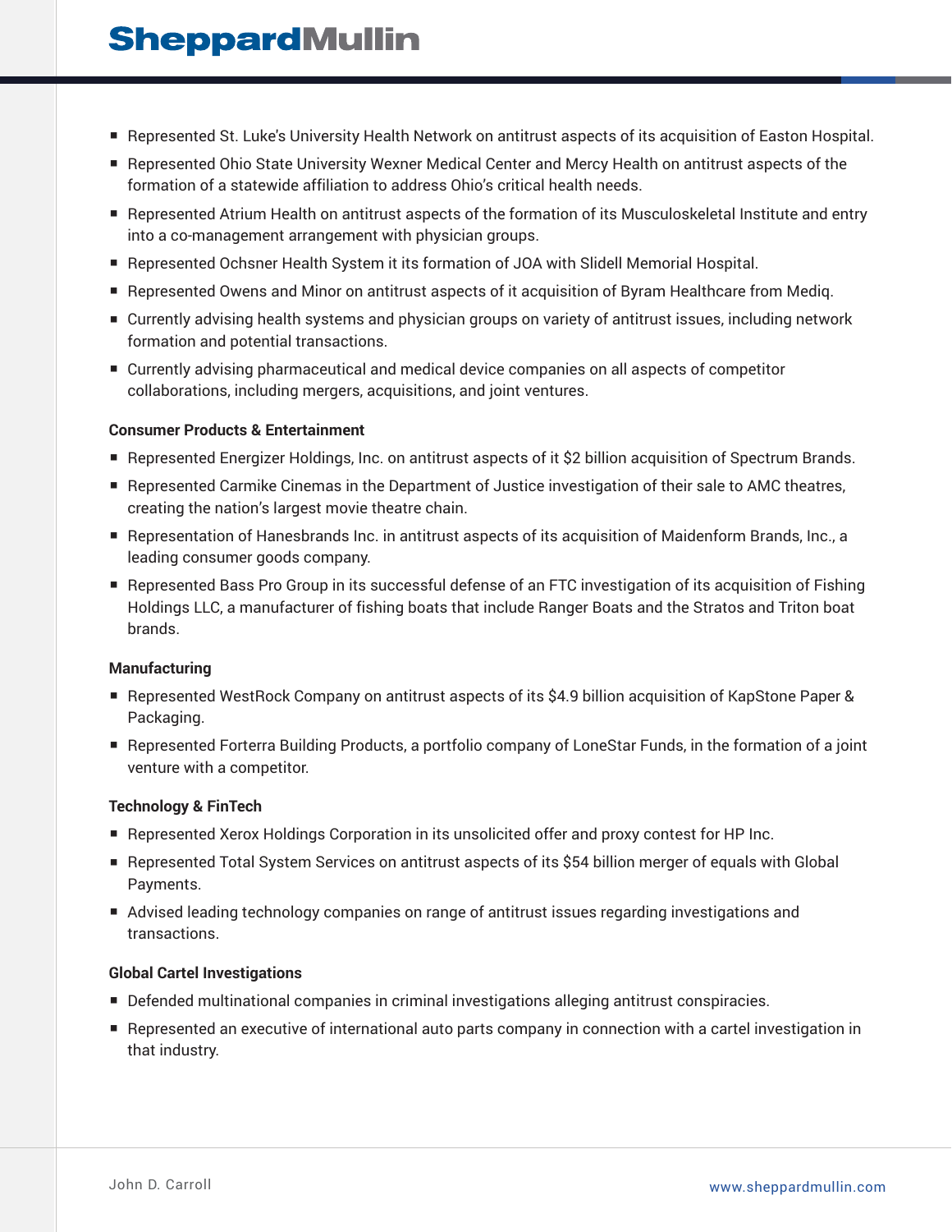- Represented St. Luke's University Health Network on antitrust aspects of its acquisition of Easton Hospital.
- Represented Ohio State University Wexner Medical Center and Mercy Health on antitrust aspects of the formation of a statewide affiliation to address Ohio's critical health needs.
- Represented Atrium Health on antitrust aspects of the formation of its Musculoskeletal Institute and entry into a co-management arrangement with physician groups.
- Represented Ochsner Health System it its formation of JOA with Slidell Memorial Hospital.
- Represented Owens and Minor on antitrust aspects of it acquisition of Byram Healthcare from Mediq.
- Currently advising health systems and physician groups on variety of antitrust issues, including network formation and potential transactions.
- Currently advising pharmaceutical and medical device companies on all aspects of competitor collaborations, including mergers, acquisitions, and joint ventures.

**Consumer Products & Entertainment**

- Represented Energizer Holdings, Inc. on antitrust aspects of it $2 billion acquisition of Spectrum Brands.
- Represented Carmike Cinemas in the Department of Justice investigation of their sale to AMC theatres, creating the nation's largest movie theatre chain.
- Representation of Hanesbrands Inc. in antitrust aspects of its acquisition of Maidenform Brands, Inc., a leading consumer goods company.
- Represented Bass Pro Group in its successful defense of an FTC investigation of its acquisition of Fishing Holdings LLC, a manufacturer of fishing boats that include Ranger Boats and the Stratos and Triton boat brands.

**Manufacturing**

- Represented WestRock Company on antitrust aspects of its $4.9 billion acquisition of KapStone Paper & Packaging.
- Represented Forterra Building Products, a portfolio company of LoneStar Funds, in the formation of a joint venture with a competitor.

**Technology & FinTech**

- Represented Xerox Holdings Corporation in its unsolicited offer and proxy contest for HP Inc.
- Represented Total System Services on antitrust aspects of its $54 billion merger of equals with Global Payments.
- Advised leading technology companies on range of antitrust issues regarding investigations and transactions.

**Global Cartel Investigations**

- Defended multinational companies in criminal investigations alleging antitrust conspiracies.
- Represented an executive of international auto parts company in connection with a cartel investigation in that industry.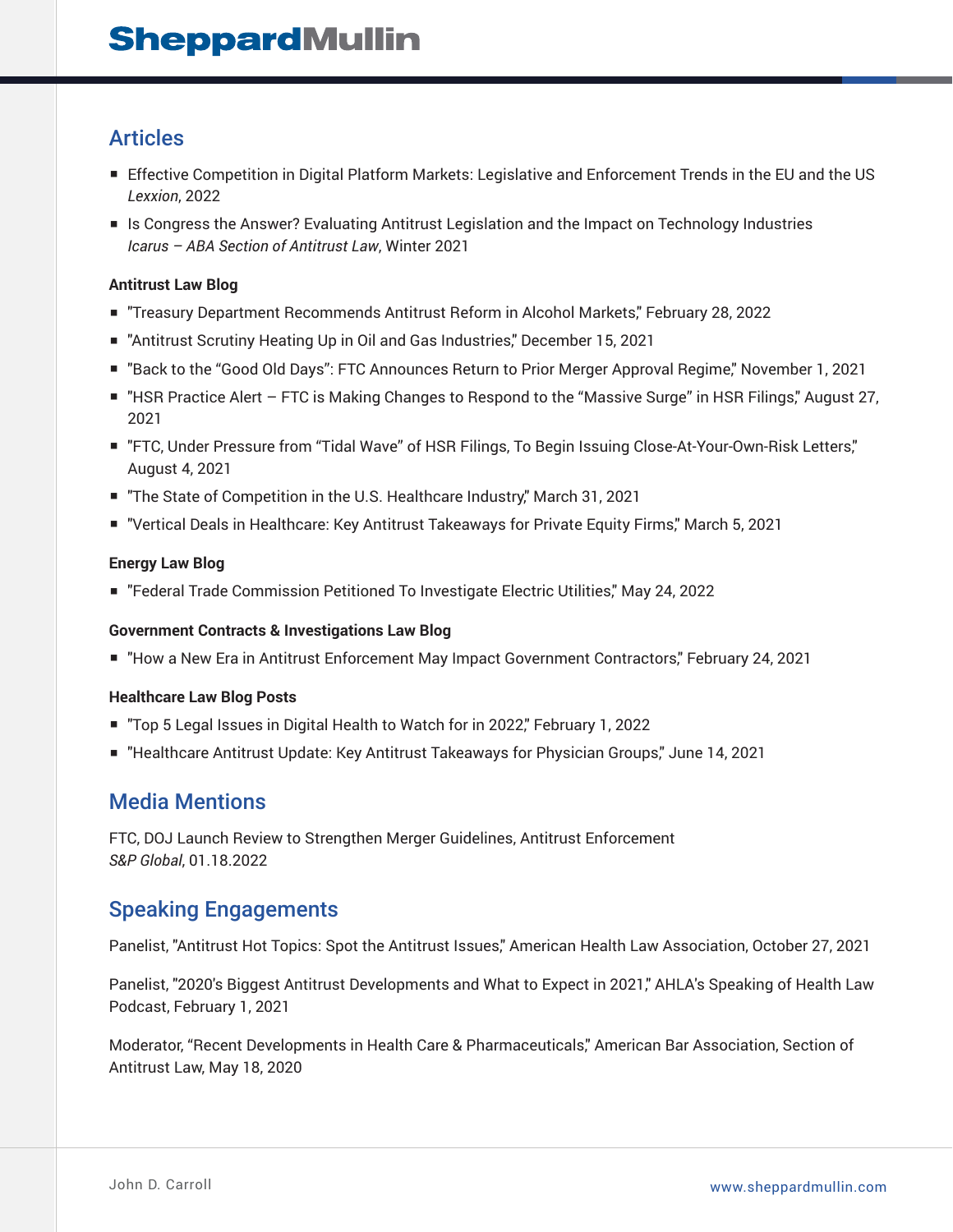## Articles

- Effective Competition in Digital Platform Markets: Legislative and Enforcement Trends in the EU and the US
  *Lexxion*, 2022
- Is Congress the Answer? Evaluating Antitrust Legislation and the Impact on Technology Industries
  *Icarus – ABA Section of Antitrust Law*, Winter 2021

**Antitrust Law Blog**

- "Treasury Department Recommends Antitrust Reform in Alcohol Markets," February 28, 2022
- "Antitrust Scrutiny Heating Up in Oil and Gas Industries," December 15, 2021
- "Back to the "Good Old Days": FTC Announces Return to Prior Merger Approval Regime," November 1, 2021
- "HSR Practice Alert – FTC is Making Changes to Respond to the "Massive Surge" in HSR Filings," August 27, 2021
- "FTC, Under Pressure from "Tidal Wave" of HSR Filings, To Begin Issuing Close-At-Your-Own-Risk Letters," August 4, 2021
- "The State of Competition in the U.S. Healthcare Industry," March 31, 2021
- "Vertical Deals in Healthcare: Key Antitrust Takeaways for Private Equity Firms," March 5, 2021

**Energy Law Blog**

- "Federal Trade Commission Petitioned To Investigate Electric Utilities," May 24, 2022

**Government Contracts & Investigations Law Blog**

- "How a New Era in Antitrust Enforcement May Impact Government Contractors," February 24, 2021

**Healthcare Law Blog Posts**

- "Top 5 Legal Issues in Digital Health to Watch for in 2022," February 1, 2022
- "Healthcare Antitrust Update: Key Antitrust Takeaways for Physician Groups," June 14, 2021

## Media Mentions

FTC, DOJ Launch Review to Strengthen Merger Guidelines, Antitrust Enforcement
*S&P Global*, 01.18.2022

## Speaking Engagements

Panelist, "Antitrust Hot Topics: Spot the Antitrust Issues," American Health Law Association, October 27, 2021

Panelist, "2020's Biggest Antitrust Developments and What to Expect in 2021," AHLA's Speaking of Health Law Podcast, February 1, 2021

Moderator, "Recent Developments in Health Care & Pharmaceuticals," American Bar Association, Section of Antitrust Law, May 18, 2020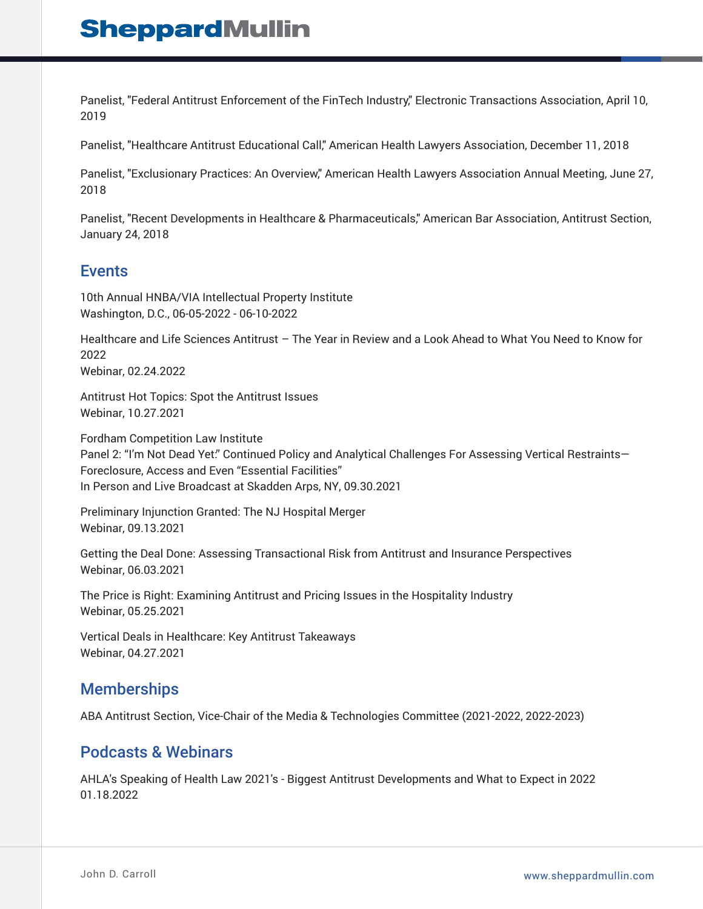Panelist, "Federal Antitrust Enforcement of the FinTech Industry," Electronic Transactions Association, April 10, 2019

Panelist, "Healthcare Antitrust Educational Call," American Health Lawyers Association, December 11, 2018

Panelist, "Exclusionary Practices: An Overview," American Health Lawyers Association Annual Meeting, June 27, 2018

Panelist, "Recent Developments in Healthcare & Pharmaceuticals," American Bar Association, Antitrust Section, January 24, 2018

## Events

10th Annual HNBA/VIA Intellectual Property Institute
Washington, D.C., 06-05-2022 - 06-10-2022

Healthcare and Life Sciences Antitrust – The Year in Review and a Look Ahead to What You Need to Know for 2022
Webinar, 02.24.2022

Antitrust Hot Topics: Spot the Antitrust Issues
Webinar, 10.27.2021

Fordham Competition Law Institute
Panel 2: "I'm Not Dead Yet." Continued Policy and Analytical Challenges For Assessing Vertical Restraints—Foreclosure, Access and Even "Essential Facilities"
In Person and Live Broadcast at Skadden Arps, NY, 09.30.2021

Preliminary Injunction Granted: The NJ Hospital Merger
Webinar, 09.13.2021

Getting the Deal Done: Assessing Transactional Risk from Antitrust and Insurance Perspectives
Webinar, 06.03.2021

The Price is Right: Examining Antitrust and Pricing Issues in the Hospitality Industry
Webinar, 05.25.2021

Vertical Deals in Healthcare: Key Antitrust Takeaways
Webinar, 04.27.2021

## Memberships

ABA Antitrust Section, Vice-Chair of the Media & Technologies Committee (2021-2022, 2022-2023)

## Podcasts & Webinars

AHLA's Speaking of Health Law 2021's - Biggest Antitrust Developments and What to Expect in 2022
01.18.2022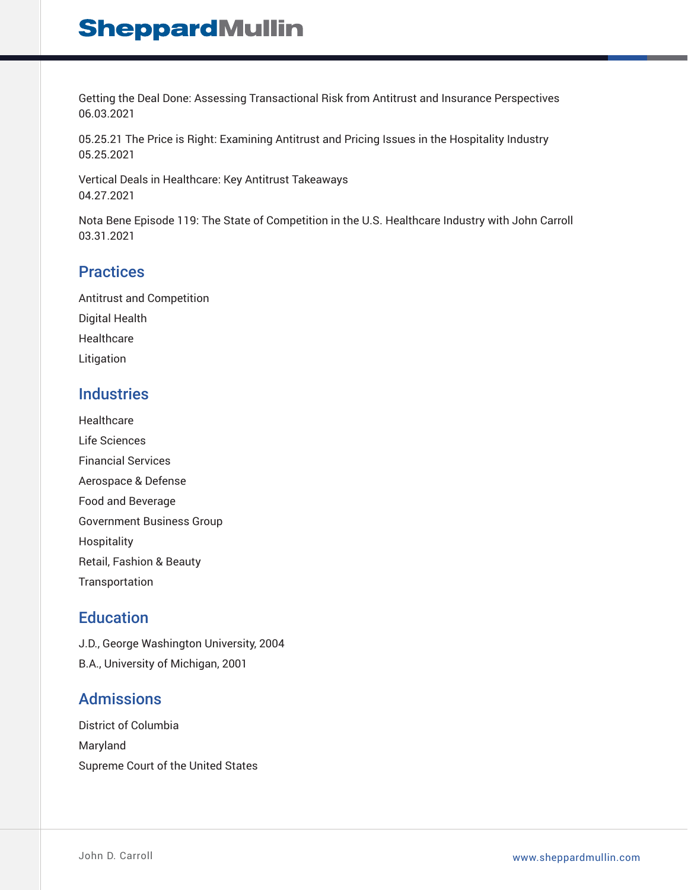Getting the Deal Done: Assessing Transactional Risk from Antitrust and Insurance Perspectives
06.03.2021

05.25.21 The Price is Right: Examining Antitrust and Pricing Issues in the Hospitality Industry
05.25.2021

Vertical Deals in Healthcare: Key Antitrust Takeaways
04.27.2021

Nota Bene Episode 119: The State of Competition in the U.S. Healthcare Industry with John Carroll
03.31.2021

## Practices

Antitrust and Competition

Digital Health

Healthcare

Litigation

## Industries

Healthcare

Life Sciences

Financial Services

Aerospace & Defense

Food and Beverage

Government Business Group

Hospitality

Retail, Fashion & Beauty

Transportation

## Education

J.D., George Washington University, 2004

B.A., University of Michigan, 2001

## Admissions

District of Columbia

Maryland

Supreme Court of the United States